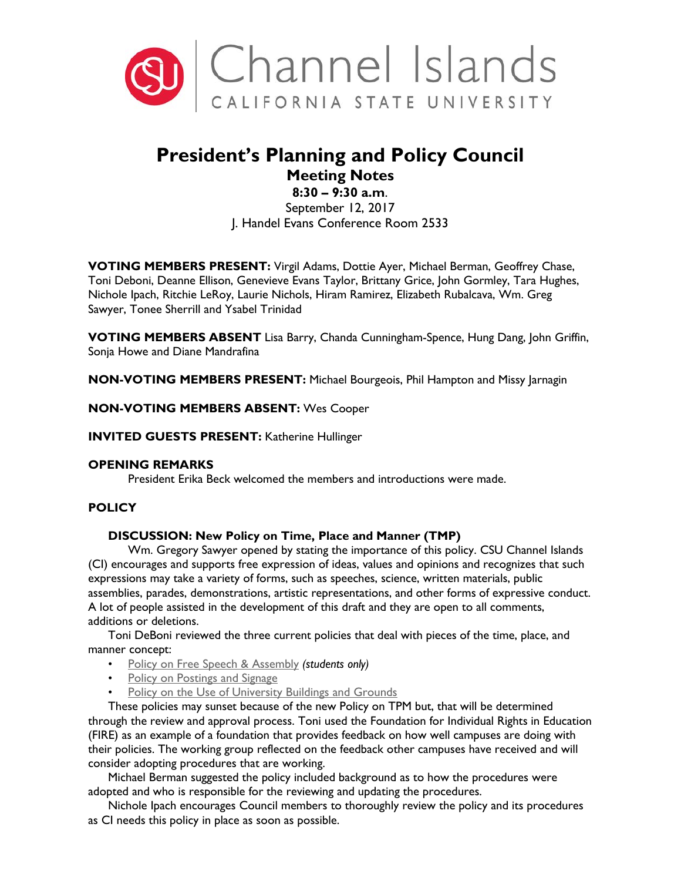Channel Islands

CALIFORNIA STATE UNIVERSITY

# President's Planning and Policy Council

## Meeting Notes

**8:30 – 9:30 a.m.**

September 12, 2017

J. Handel Evans Conference Room 2533

**VOTING MEMBERS PRESENT:** Virgil Adams, Dottie Ayer, Michael Berman, Geoffrey Chase, Toni Deboni, Deanne Ellison, Genevieve Evans Taylor, Brittany Grice, John Gormley, Tara Hughes, Nichole Ipach, Ritchie LeRoy, Laurie Nichols, Hiram Ramirez, Elizabeth Rubalcava, Wm. Greg Sawyer, Tonee Sherrill and Ysabel Trinidad

**VOTING MEMBERS ABSENT** Lisa Barry, Chanda Cunningham-Spence, Hung Dang, John Griffin, Sonja Howe and Diane Mandrafina

**NON-VOTING MEMBERS PRESENT:** Michael Bourgeois, Phil Hampton and Missy Jarnagin

**NON-VOTING MEMBERS ABSENT:** Wes Cooper

**INVITED GUESTS PRESENT:** Katherine Hullinger

### OPENING REMARKS

President Erika Beck welcomed the members and introductions were made.

### POLICY

#### DISCUSSION: New Policy on Time, Place and Manner (TMP)

Wm. Gregory Sawyer opened by stating the importance of this policy. CSU Channel Islands (CI) encourages and supports free expression of ideas, values and opinions and recognizes that such expressions may take a variety of forms, such as speeches, science, written materials, public assemblies, parades, demonstrations, artistic representations, and other forms of expressive conduct. A lot of people assisted in the development of this draft and they are open to all comments, additions or deletions.

Toni DeBoni reviewed the three current policies that deal with pieces of the time, place, and manner concept:

- Policy on Free Speech & Assembly *(students only)*
- Policy on Postings and Signage
- Policy on the Use of University Buildings and Grounds

These policies may sunset because of the new Policy on TPM but, that will be determined through the review and approval process. Toni used the Foundation for Individual Rights in Education (FIRE) as an example of a foundation that provides feedback on how well campuses are doing with their policies. The working group reflected on the feedback other campuses have received and will consider adopting procedures that are working.

Michael Berman suggested the policy included background as to how the procedures were adopted and who is responsible for the reviewing and updating the procedures.

Nichole Ipach encourages Council members to thoroughly review the policy and its procedures as CI needs this policy in place as soon as possible.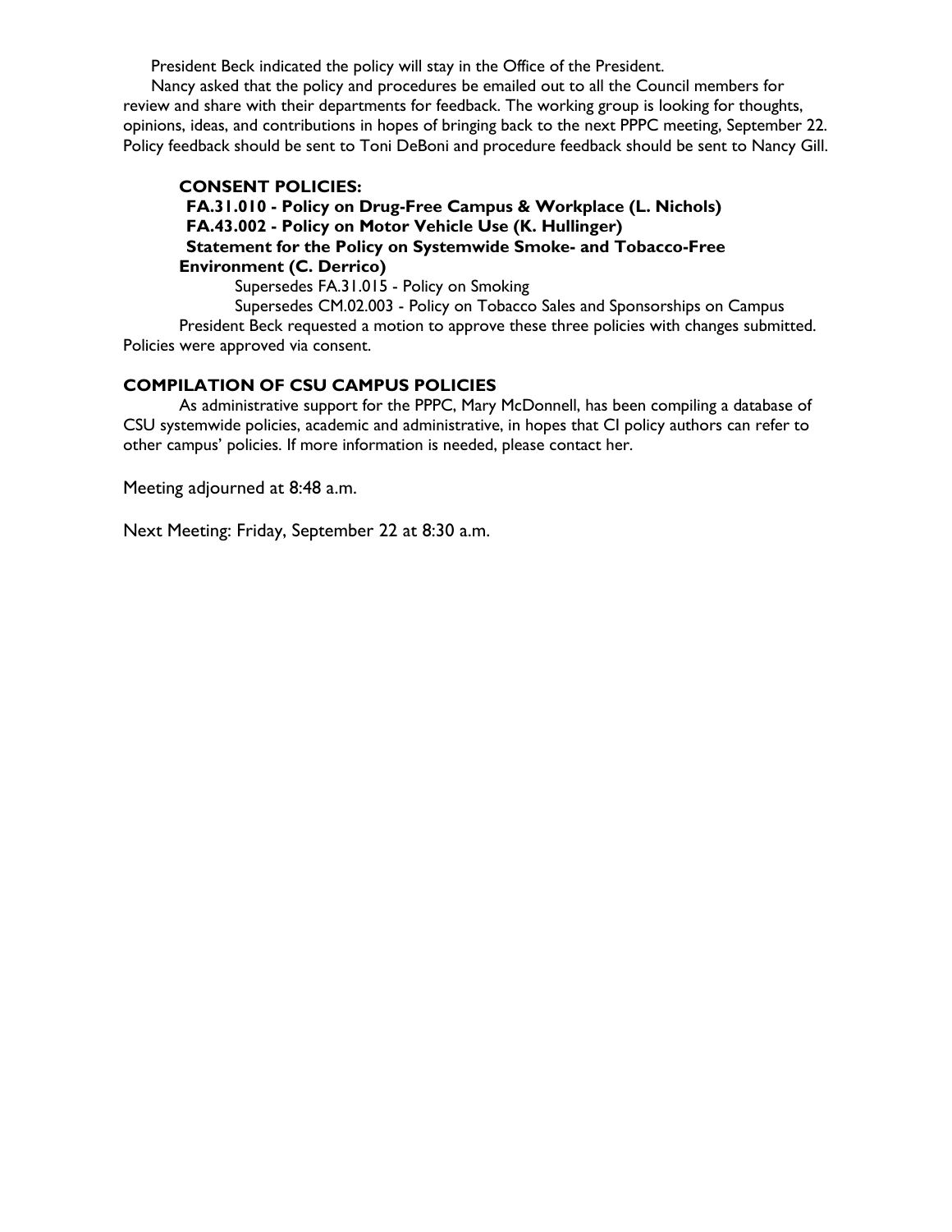President Beck indicated the policy will stay in the Office of the President.

Nancy asked that the policy and procedures be emailed out to all the Council members for review and share with their departments for feedback. The working group is looking for thoughts, opinions, ideas, and contributions in hopes of bringing back to the next PPPC meeting, September 22. Policy feedback should be sent to Toni DeBoni and procedure feedback should be sent to Nancy Gill.

**CONSENT POLICIES:**

**FA.31.010 - Policy on Drug-Free Campus & Workplace (L. Nichols)**

**FA.43.002 - Policy on Motor Vehicle Use (K. Hullinger)**

**Statement for the Policy on Systemwide Smoke- and Tobacco-Free Environment (C. Derrico)**

Supersedes FA.31.015 - Policy on Smoking

Supersedes CM.02.003 - Policy on Tobacco Sales and Sponsorships on Campus

President Beck requested a motion to approve these three policies with changes submitted. Policies were approved via consent.

## COMPILATION OF CSU CAMPUS POLICIES

As administrative support for the PPPC, Mary McDonnell, has been compiling a database of CSU systemwide policies, academic and administrative, in hopes that CI policy authors can refer to other campus' policies. If more information is needed, please contact her.

Meeting adjourned at 8:48 a.m.

Next Meeting: Friday, September 22 at 8:30 a.m.